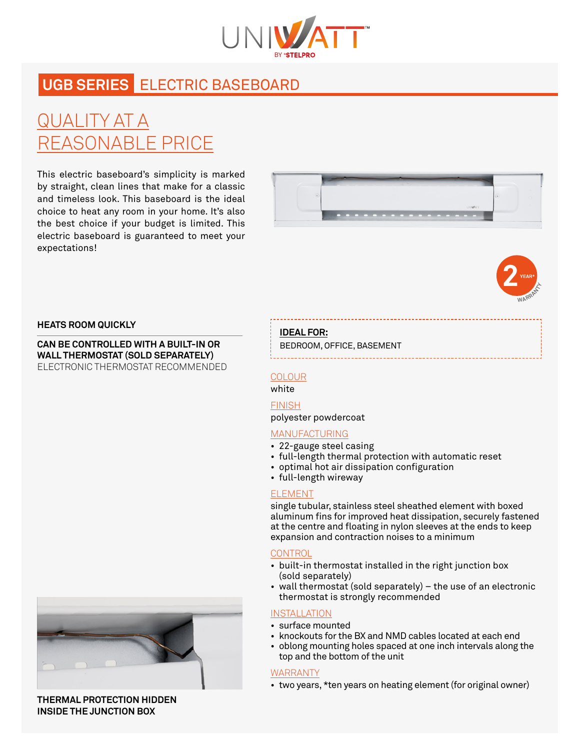UNIWATT™ BY STELPRO

# UGB SERIES ELECTRIC BASEBOARD

## QUALITY AT A REASONABLE PRICE

This electric baseboard's simplicity is marked by straight, clean lines that make for a classic and timeless look. This baseboard is the ideal choice to heat any room in your home. It's also the best choice if your budget is limited. This electric baseboard is guaranteed to meet your expectations!

2 YEAR* WARRANTY

**HEATS ROOM QUICKLY**

**CAN BE CONTROLLED WITH A BUILT-IN OR WALL THERMOSTAT (SOLD SEPARATELY)**
ELECTRONIC THERMOSTAT RECOMMENDED

**THERMAL PROTECTION HIDDEN INSIDE THE JUNCTION BOX**

**IDEAL FOR:**
BEDROOM, OFFICE, BASEMENT

### COLOUR
white

### FINISH
polyester powdercoat

### MANUFACTURING
- 22-gauge steel casing
- full-length thermal protection with automatic reset
- optimal hot air dissipation configuration
- full-length wireway

### ELEMENT
single tubular, stainless steel sheathed element with boxed aluminum fins for improved heat dissipation, securely fastened at the centre and floating in nylon sleeves at the ends to keep expansion and contraction noises to a minimum

### CONTROL
- built-in thermostat installed in the right junction box (sold separately)
- wall thermostat (sold separately) – the use of an electronic thermostat is strongly recommended

### INSTALLATION
- surface mounted
- knockouts for the BX and NMD cables located at each end
- oblong mounting holes spaced at one inch intervals along the top and the bottom of the unit

### WARRANTY
- two years, *ten years on heating element (for original owner)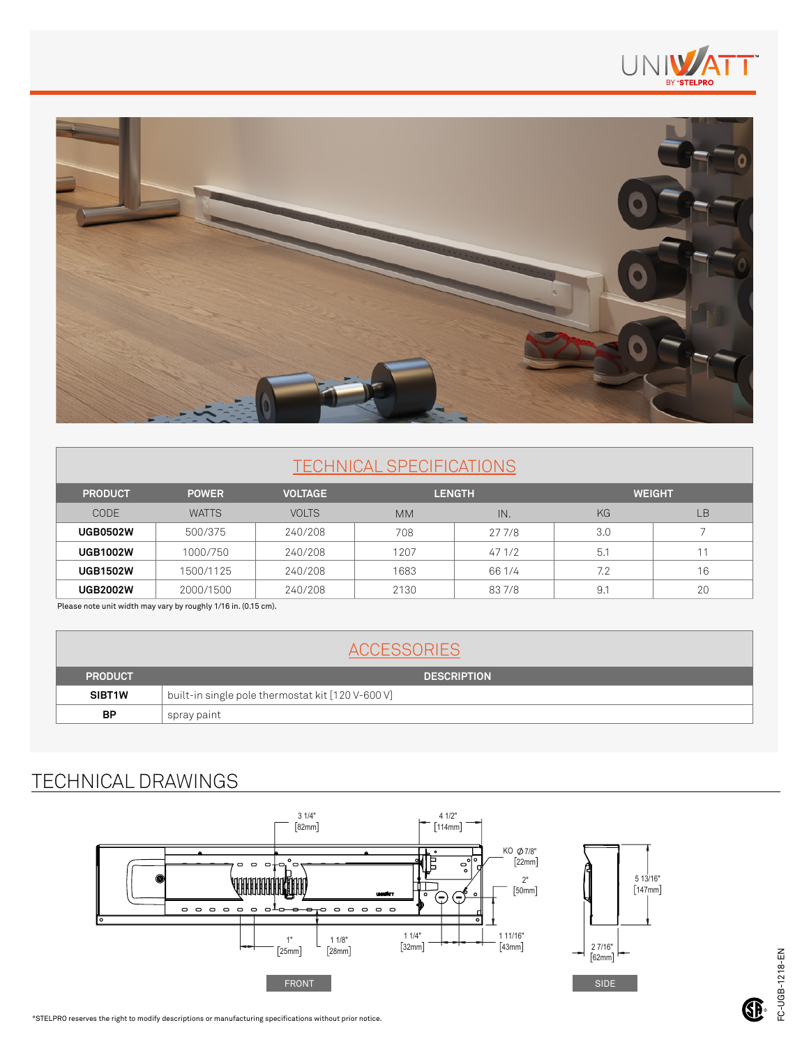## TECHNICAL SPECIFICATIONS

| PRODUCT | POWER | VOLTAGE | LENGTH | | WEIGHT | |
|---|---|---|---|---|---|---|
| CODE | WATTS | VOLTS | MM | IN. | KG | LB |
| **UGB0502W** | 500/375 | 240/208 | 708 | 27 7/8 | 3.0 | 7 |
| **UGB1002W** | 1000/750 | 240/208 | 1207 | 47 1/2 | 5.1 | 11 |
| **UGB1502W** | 1500/1125 | 240/208 | 1683 | 66 1/4 | 7.2 | 16 |
| **UGB2002W** | 2000/1500 | 240/208 | 2130 | 83 7/8 | 9.1 | 20 |

Please note unit width may vary by roughly 1/16 in. (0.15 cm).

## ACCESSORIES

| PRODUCT | DESCRIPTION |
|---|---|
| **SIBT1W** | built-in single pole thermostat kit [120 V-600 V] |
| **BP** | spray paint |

# TECHNICAL DRAWINGS

3 1/4" [82mm]
4 1/2" [114mm]
KO Ø 7/8" [22mm]
2" [50mm]
1" [25mm]
1 1/8" [28mm]
1 1/4" [32mm]
1 11/16" [43mm]
5 13/16" [147mm]
2 7/16" [62mm]

FRONT

SIDE

®STELPRO reserves the right to modify descriptions or manufacturing specifications without prior notice.

FC-UGB-1218-EN